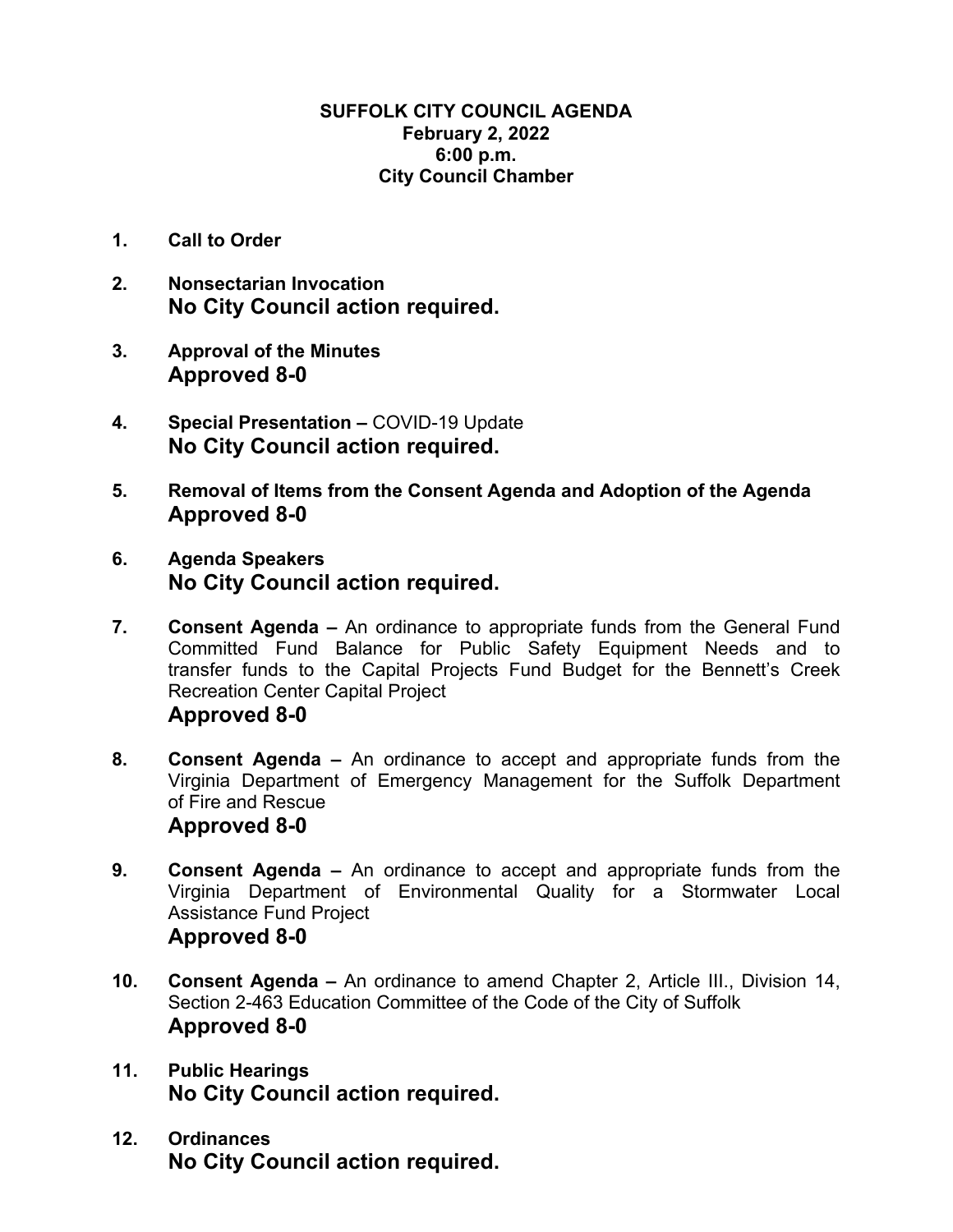**SUFFOLK CITY COUNCIL AGENDA**
**February 2, 2022**
**6:00 p.m.**
**City Council Chamber**

1. **Call to Order**

2. **Nonsectarian Invocation**
   **No City Council action required.**

3. **Approval of the Minutes**
   **Approved 8-0**

4. **Special Presentation –** COVID-19 Update
   **No City Council action required.**

5. **Removal of Items from the Consent Agenda and Adoption of the Agenda**
   **Approved 8-0**

6. **Agenda Speakers**
   **No City Council action required.**

7. **Consent Agenda –** An ordinance to appropriate funds from the General Fund Committed Fund Balance for Public Safety Equipment Needs and to transfer funds to the Capital Projects Fund Budget for the Bennett's Creek Recreation Center Capital Project
   **Approved 8-0**

8. **Consent Agenda –** An ordinance to accept and appropriate funds from the Virginia Department of Emergency Management for the Suffolk Department of Fire and Rescue
   **Approved 8-0**

9. **Consent Agenda –** An ordinance to accept and appropriate funds from the Virginia Department of Environmental Quality for a Stormwater Local Assistance Fund Project
   **Approved 8-0**

10. **Consent Agenda –** An ordinance to amend Chapter 2, Article III., Division 14, Section 2-463 Education Committee of the Code of the City of Suffolk
    **Approved 8-0**

11. **Public Hearings**
    **No City Council action required.**

12. **Ordinances**
    **No City Council action required.**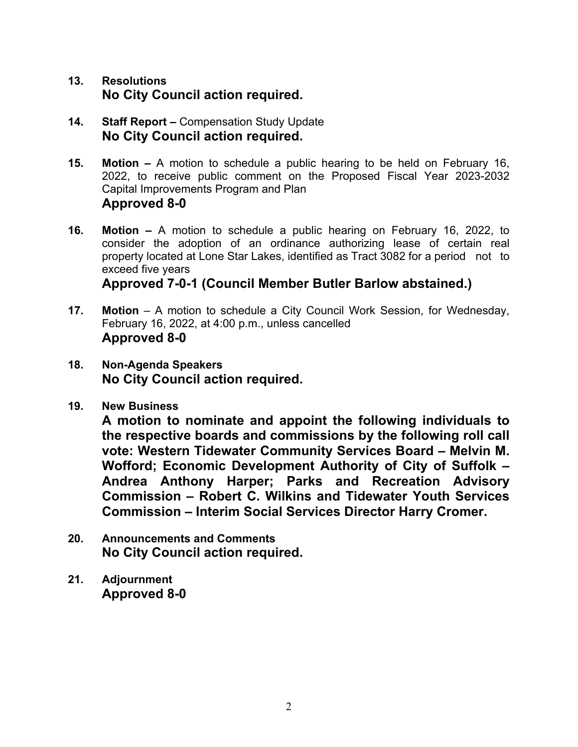13. **Resolutions**
    **No City Council action required.**

14. **Staff Report –** Compensation Study Update
    **No City Council action required.**

15. **Motion –** A motion to schedule a public hearing to be held on February 16, 2022, to receive public comment on the Proposed Fiscal Year 2023-2032 Capital Improvements Program and Plan
    **Approved 8-0**

16. **Motion –** A motion to schedule a public hearing on February 16, 2022, to consider the adoption of an ordinance authorizing lease of certain real property located at Lone Star Lakes, identified as Tract 3082 for a period not to exceed five years
    **Approved 7-0-1 (Council Member Butler Barlow abstained.)**

17. **Motion** – A motion to schedule a City Council Work Session, for Wednesday, February 16, 2022, at 4:00 p.m., unless cancelled
    **Approved 8-0**

18. **Non-Agenda Speakers**
    **No City Council action required.**

19. **New Business**
    **A motion to nominate and appoint the following individuals to the respective boards and commissions by the following roll call vote: Western Tidewater Community Services Board – Melvin M. Wofford; Economic Development Authority of City of Suffolk – Andrea Anthony Harper; Parks and Recreation Advisory Commission – Robert C. Wilkins and Tidewater Youth Services Commission – Interim Social Services Director Harry Cromer.**

20. **Announcements and Comments**
    **No City Council action required.**

21. **Adjournment**
    **Approved 8-0**